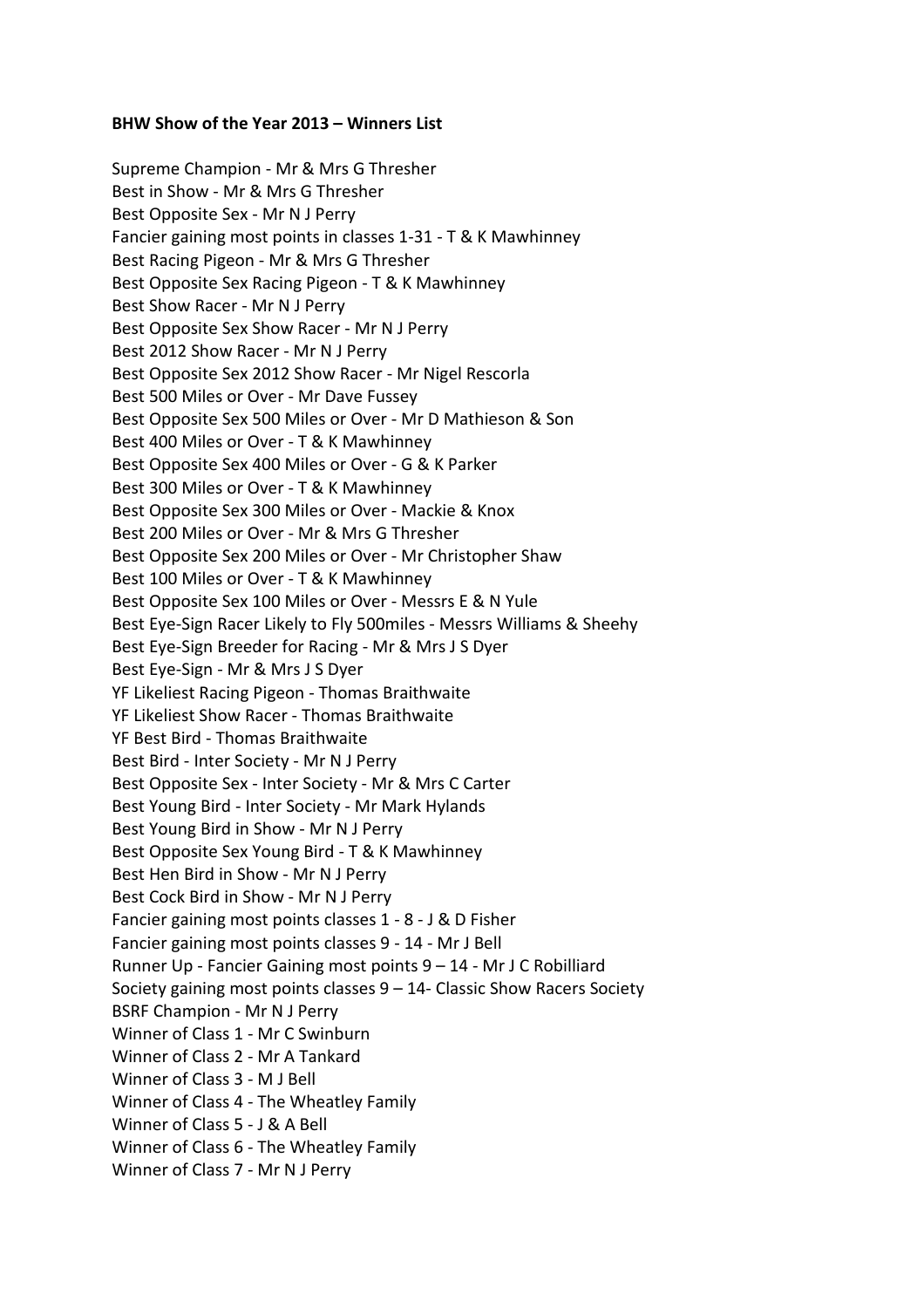**BHW Show of the Year 2013 – Winners List**

Supreme Champion - Mr & Mrs G Thresher
Best in Show - Mr & Mrs G Thresher
Best Opposite Sex - Mr N J Perry
Fancier gaining most points in classes 1-31 - T & K Mawhinney
Best Racing Pigeon - Mr & Mrs G Thresher
Best Opposite Sex Racing Pigeon - T & K Mawhinney
Best Show Racer - Mr N J Perry
Best Opposite Sex Show Racer - Mr N J Perry
Best 2012 Show Racer - Mr N J Perry
Best Opposite Sex 2012 Show Racer - Mr Nigel Rescorla
Best 500 Miles or Over - Mr Dave Fussey
Best Opposite Sex 500 Miles or Over - Mr D Mathieson & Son
Best 400 Miles or Over - T & K Mawhinney
Best Opposite Sex 400 Miles or Over - G & K Parker
Best 300 Miles or Over - T & K Mawhinney
Best Opposite Sex 300 Miles or Over - Mackie & Knox
Best 200 Miles or Over - Mr & Mrs G Thresher
Best Opposite Sex 200 Miles or Over - Mr Christopher Shaw
Best 100 Miles or Over - T & K Mawhinney
Best Opposite Sex 100 Miles or Over - Messrs E & N Yule
Best Eye-Sign Racer Likely to Fly 500miles - Messrs Williams & Sheehy
Best Eye-Sign Breeder for Racing - Mr & Mrs J S Dyer
Best Eye-Sign - Mr & Mrs J S Dyer
YF Likeliest Racing Pigeon - Thomas Braithwaite
YF Likeliest Show Racer - Thomas Braithwaite
YF Best Bird - Thomas Braithwaite
Best Bird - Inter Society - Mr N J Perry
Best Opposite Sex - Inter Society - Mr & Mrs C Carter
Best Young Bird - Inter Society - Mr Mark Hylands
Best Young Bird in Show - Mr N J Perry
Best Opposite Sex Young Bird - T & K Mawhinney
Best Hen Bird in Show - Mr N J Perry
Best Cock Bird in Show - Mr N J Perry
Fancier gaining most points classes 1 - 8 - J & D Fisher
Fancier gaining most points classes 9 - 14 - Mr J Bell
Runner Up - Fancier Gaining most points 9 – 14 - Mr J C Robilliard
Society gaining most points classes 9 – 14- Classic Show Racers Society
BSRF Champion - Mr N J Perry
Winner of Class 1 - Mr C Swinburn
Winner of Class 2 - Mr A Tankard
Winner of Class 3 - M J Bell
Winner of Class 4 - The Wheatley Family
Winner of Class 5 - J & A Bell
Winner of Class 6 - The Wheatley Family
Winner of Class 7 - Mr N J Perry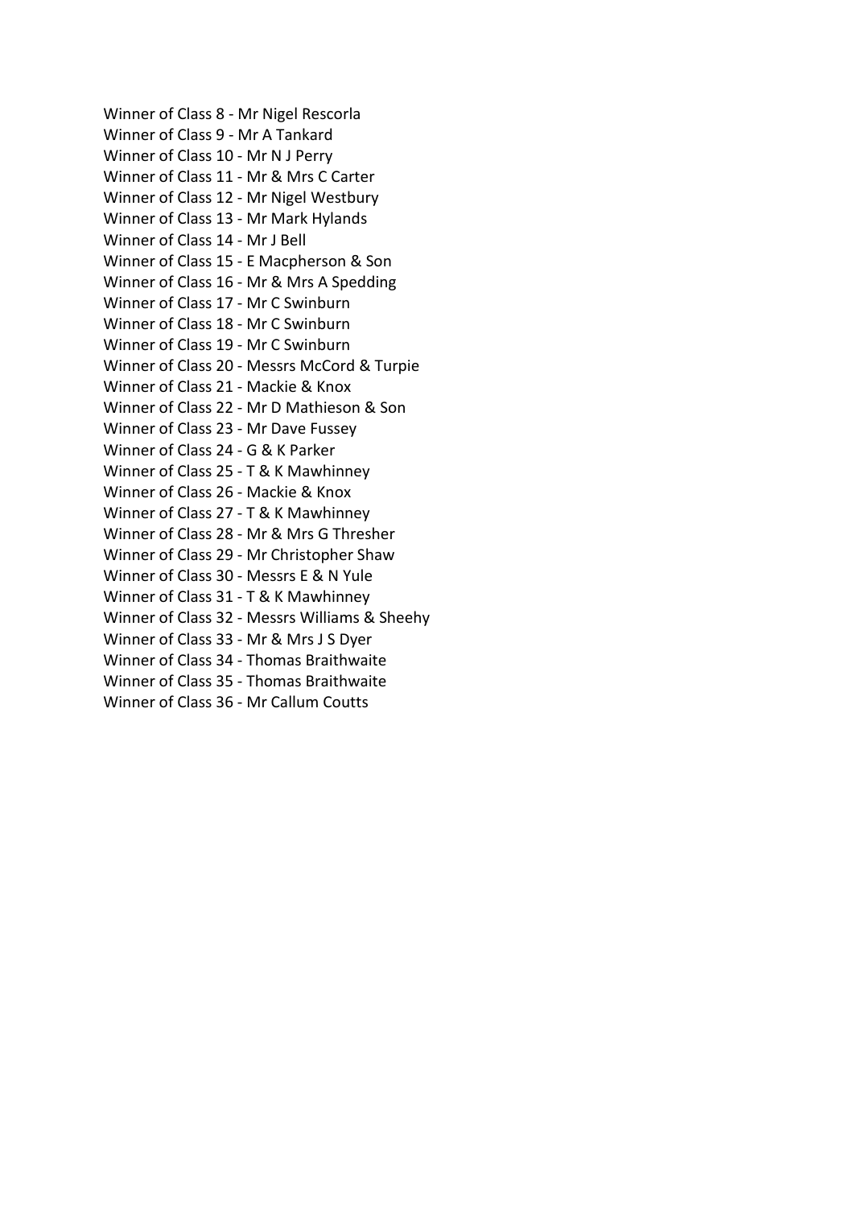Winner of Class 8 - Mr Nigel Rescorla
Winner of Class 9 - Mr A Tankard
Winner of Class 10 - Mr N J Perry
Winner of Class 11 - Mr & Mrs C Carter
Winner of Class 12 - Mr Nigel Westbury
Winner of Class 13 - Mr Mark Hylands
Winner of Class 14 - Mr J Bell
Winner of Class 15 - E Macpherson & Son
Winner of Class 16 - Mr & Mrs A Spedding
Winner of Class 17 - Mr C Swinburn
Winner of Class 18 - Mr C Swinburn
Winner of Class 19 - Mr C Swinburn
Winner of Class 20 - Messrs McCord & Turpie
Winner of Class 21 - Mackie & Knox
Winner of Class 22 - Mr D Mathieson & Son
Winner of Class 23 - Mr Dave Fussey
Winner of Class 24 - G & K Parker
Winner of Class 25 - T & K Mawhinney
Winner of Class 26 - Mackie & Knox
Winner of Class 27 - T & K Mawhinney
Winner of Class 28 - Mr & Mrs G Thresher
Winner of Class 29 - Mr Christopher Shaw
Winner of Class 30 - Messrs E & N Yule
Winner of Class 31 - T & K Mawhinney
Winner of Class 32 - Messrs Williams & Sheehy
Winner of Class 33 - Mr & Mrs J S Dyer
Winner of Class 34 - Thomas Braithwaite
Winner of Class 35 - Thomas Braithwaite
Winner of Class 36 - Mr Callum Coutts